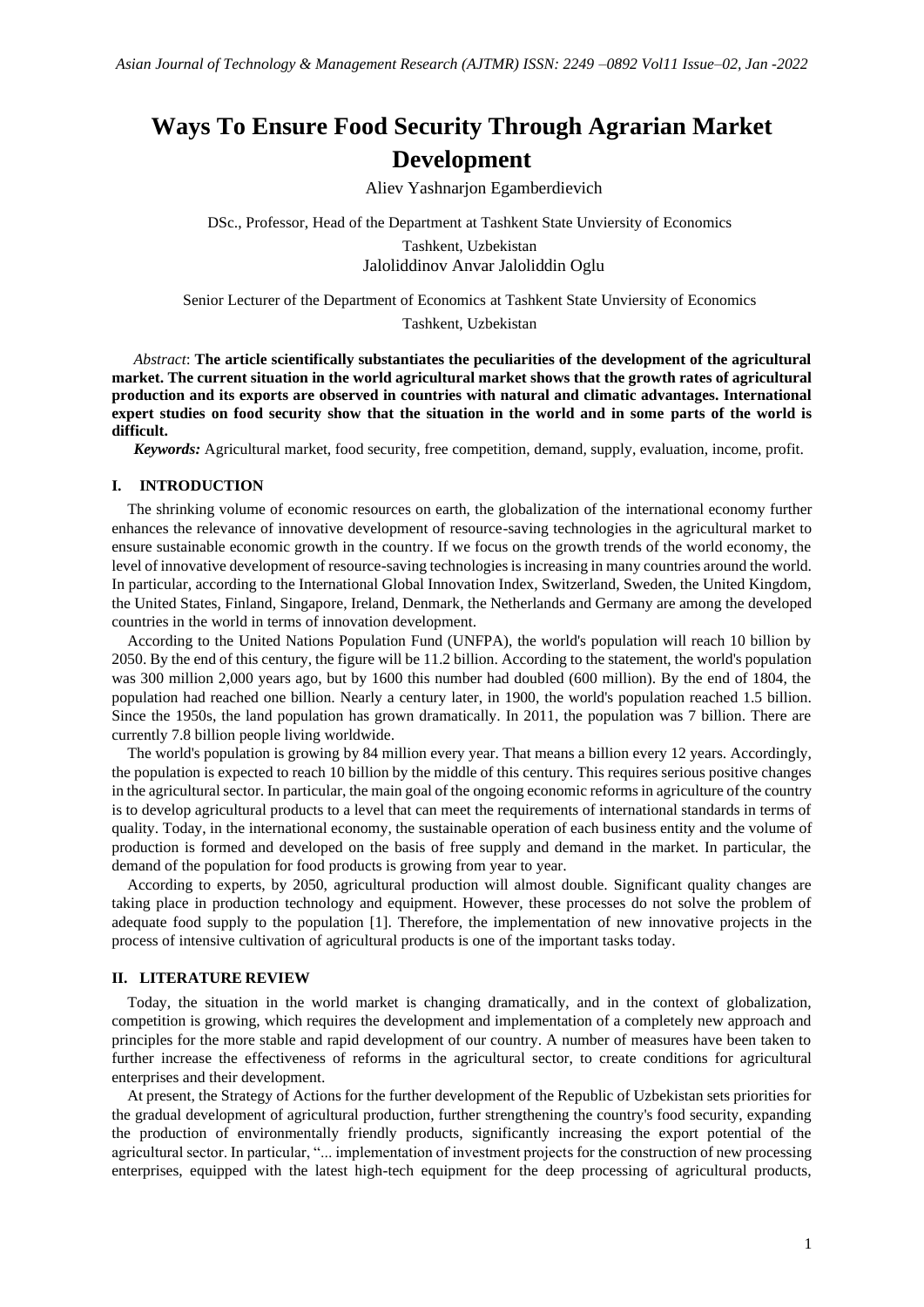# Ways To Ensure Food Security Through Agrarian Market Development

Aliev Yashnarjon Egamberdievich

DSc., Professor, Head of the Department at Tashkent State Unviersity of Economics

Tashkent, Uzbekistan

Jaloliddinov Anvar Jaloliddin Oglu

Senior Lecturer of the Department of Economics at Tashkent State Unviersity of Economics

Tashkent, Uzbekistan

*Abstract*: **The article scientifically substantiates the peculiarities of the development of the agricultural market. The current situation in the world agricultural market shows that the growth rates of agricultural production and its exports are observed in countries with natural and climatic advantages. International expert studies on food security show that the situation in the world and in some parts of the world is difficult.**

***Keywords:*** Agricultural market, food security, free competition, demand, supply, evaluation, income, profit.

## I. INTRODUCTION

The shrinking volume of economic resources on earth, the globalization of the international economy further enhances the relevance of innovative development of resource-saving technologies in the agricultural market to ensure sustainable economic growth in the country. If we focus on the growth trends of the world economy, the level of innovative development of resource-saving technologies is increasing in many countries around the world. In particular, according to the International Global Innovation Index, Switzerland, Sweden, the United Kingdom, the United States, Finland, Singapore, Ireland, Denmark, the Netherlands and Germany are among the developed countries in the world in terms of innovation development.

According to the United Nations Population Fund (UNFPA), the world's population will reach 10 billion by 2050. By the end of this century, the figure will be 11.2 billion. According to the statement, the world's population was 300 million 2,000 years ago, but by 1600 this number had doubled (600 million). By the end of 1804, the population had reached one billion. Nearly a century later, in 1900, the world's population reached 1.5 billion. Since the 1950s, the land population has grown dramatically. In 2011, the population was 7 billion. There are currently 7.8 billion people living worldwide.

The world's population is growing by 84 million every year. That means a billion every 12 years. Accordingly, the population is expected to reach 10 billion by the middle of this century. This requires serious positive changes in the agricultural sector. In particular, the main goal of the ongoing economic reforms in agriculture of the country is to develop agricultural products to a level that can meet the requirements of international standards in terms of quality. Today, in the international economy, the sustainable operation of each business entity and the volume of production is formed and developed on the basis of free supply and demand in the market. In particular, the demand of the population for food products is growing from year to year.

According to experts, by 2050, agricultural production will almost double. Significant quality changes are taking place in production technology and equipment. However, these processes do not solve the problem of adequate food supply to the population [1]. Therefore, the implementation of new innovative projects in the process of intensive cultivation of agricultural products is one of the important tasks today.

## II. LITERATURE REVIEW

Today, the situation in the world market is changing dramatically, and in the context of globalization, competition is growing, which requires the development and implementation of a completely new approach and principles for the more stable and rapid development of our country. A number of measures have been taken to further increase the effectiveness of reforms in the agricultural sector, to create conditions for agricultural enterprises and their development.

At present, the Strategy of Actions for the further development of the Republic of Uzbekistan sets priorities for the gradual development of agricultural production, further strengthening the country's food security, expanding the production of environmentally friendly products, significantly increasing the export potential of the agricultural sector. In particular, "... implementation of investment projects for the construction of new processing enterprises, equipped with the latest high-tech equipment for the deep processing of agricultural products,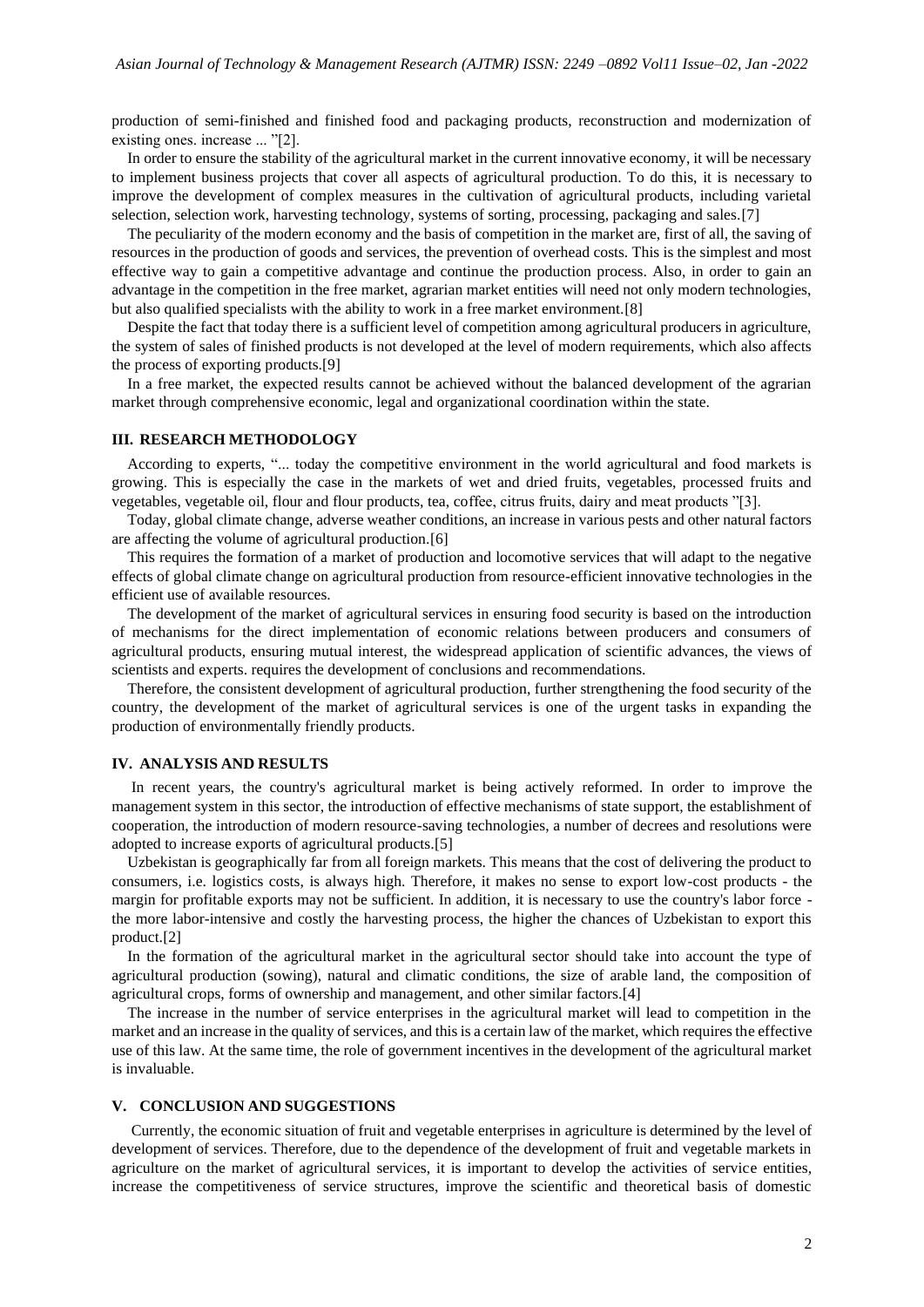production of semi-finished and finished food and packaging products, reconstruction and modernization of existing ones. increase ... "[2].

In order to ensure the stability of the agricultural market in the current innovative economy, it will be necessary to implement business projects that cover all aspects of agricultural production. To do this, it is necessary to improve the development of complex measures in the cultivation of agricultural products, including varietal selection, selection work, harvesting technology, systems of sorting, processing, packaging and sales.[7]

The peculiarity of the modern economy and the basis of competition in the market are, first of all, the saving of resources in the production of goods and services, the prevention of overhead costs. This is the simplest and most effective way to gain a competitive advantage and continue the production process. Also, in order to gain an advantage in the competition in the free market, agrarian market entities will need not only modern technologies, but also qualified specialists with the ability to work in a free market environment.[8]

Despite the fact that today there is a sufficient level of competition among agricultural producers in agriculture, the system of sales of finished products is not developed at the level of modern requirements, which also affects the process of exporting products.[9]

In a free market, the expected results cannot be achieved without the balanced development of the agrarian market through comprehensive economic, legal and organizational coordination within the state.

## III. RESEARCH METHODOLOGY

According to experts, "... today the competitive environment in the world agricultural and food markets is growing. This is especially the case in the markets of wet and dried fruits, vegetables, processed fruits and vegetables, vegetable oil, flour and flour products, tea, coffee, citrus fruits, dairy and meat products "[3].

Today, global climate change, adverse weather conditions, an increase in various pests and other natural factors are affecting the volume of agricultural production.[6]

This requires the formation of a market of production and locomotive services that will adapt to the negative effects of global climate change on agricultural production from resource-efficient innovative technologies in the efficient use of available resources.

The development of the market of agricultural services in ensuring food security is based on the introduction of mechanisms for the direct implementation of economic relations between producers and consumers of agricultural products, ensuring mutual interest, the widespread application of scientific advances, the views of scientists and experts. requires the development of conclusions and recommendations.

Therefore, the consistent development of agricultural production, further strengthening the food security of the country, the development of the market of agricultural services is one of the urgent tasks in expanding the production of environmentally friendly products.

## IV. ANALYSIS AND RESULTS

In recent years, the country's agricultural market is being actively reformed. In order to improve the management system in this sector, the introduction of effective mechanisms of state support, the establishment of cooperation, the introduction of modern resource-saving technologies, a number of decrees and resolutions were adopted to increase exports of agricultural products.[5]

Uzbekistan is geographically far from all foreign markets. This means that the cost of delivering the product to consumers, i.e. logistics costs, is always high. Therefore, it makes no sense to export low-cost products - the margin for profitable exports may not be sufficient. In addition, it is necessary to use the country's labor force - the more labor-intensive and costly the harvesting process, the higher the chances of Uzbekistan to export this product.[2]

In the formation of the agricultural market in the agricultural sector should take into account the type of agricultural production (sowing), natural and climatic conditions, the size of arable land, the composition of agricultural crops, forms of ownership and management, and other similar factors.[4]

The increase in the number of service enterprises in the agricultural market will lead to competition in the market and an increase in the quality of services, and this is a certain law of the market, which requires the effective use of this law. At the same time, the role of government incentives in the development of the agricultural market is invaluable.

## V. CONCLUSION AND SUGGESTIONS

Currently, the economic situation of fruit and vegetable enterprises in agriculture is determined by the level of development of services. Therefore, due to the dependence of the development of fruit and vegetable markets in agriculture on the market of agricultural services, it is important to develop the activities of service entities, increase the competitiveness of service structures, improve the scientific and theoretical basis of domestic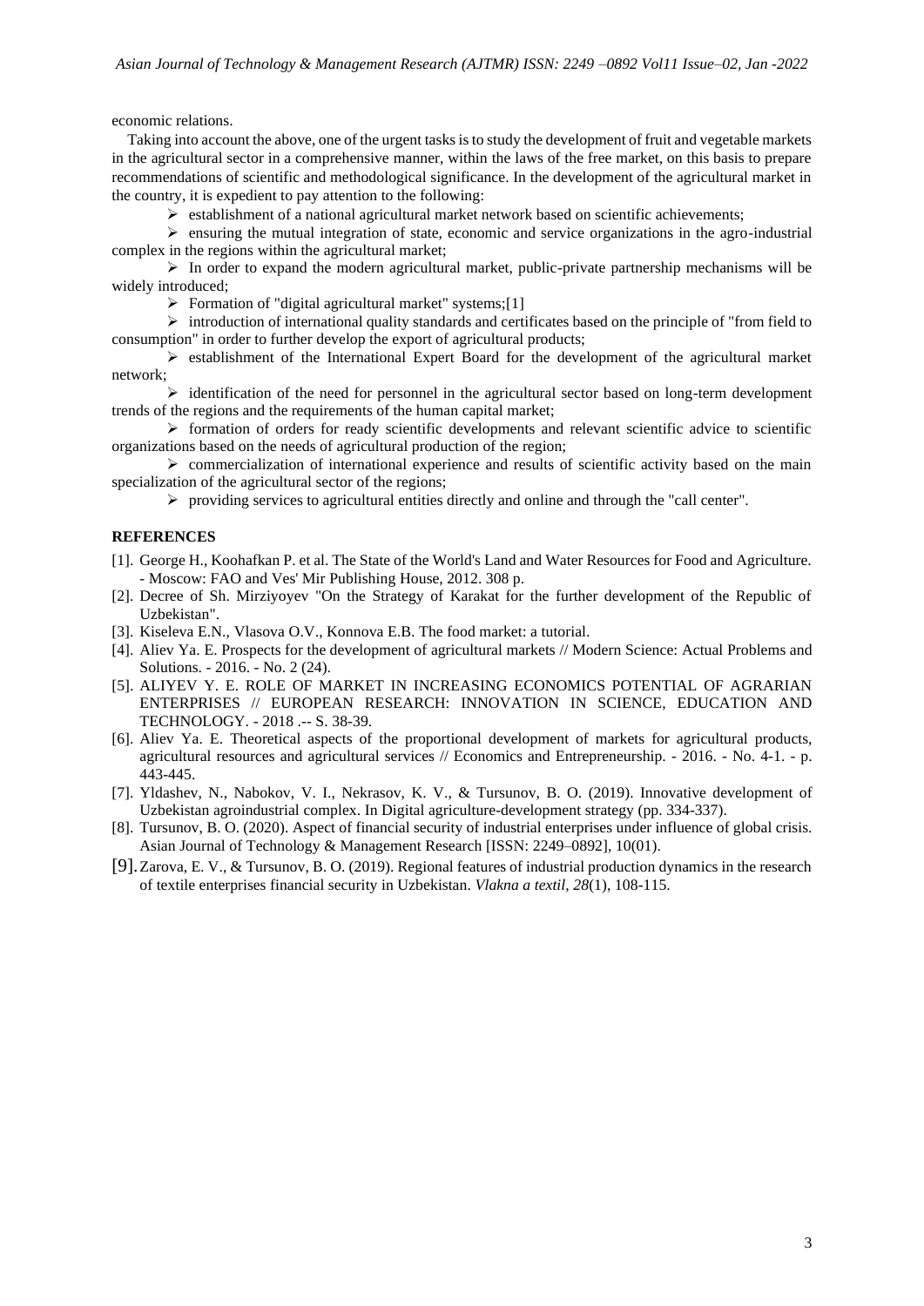economic relations.

Taking into account the above, one of the urgent tasks is to study the development of fruit and vegetable markets in the agricultural sector in a comprehensive manner, within the laws of the free market, on this basis to prepare recommendations of scientific and methodological significance. In the development of the agricultural market in the country, it is expedient to pay attention to the following:

- establishment of a national agricultural market network based on scientific achievements;
- ensuring the mutual integration of state, economic and service organizations in the agro-industrial complex in the regions within the agricultural market;
- In order to expand the modern agricultural market, public-private partnership mechanisms will be widely introduced;
- Formation of "digital agricultural market" systems;[1]
- introduction of international quality standards and certificates based on the principle of "from field to consumption" in order to further develop the export of agricultural products;
- establishment of the International Expert Board for the development of the agricultural market network;
- identification of the need for personnel in the agricultural sector based on long-term development trends of the regions and the requirements of the human capital market;
- formation of orders for ready scientific developments and relevant scientific advice to scientific organizations based on the needs of agricultural production of the region;
- commercialization of international experience and results of scientific activity based on the main specialization of the agricultural sector of the regions;
- providing services to agricultural entities directly and online and through the "call center".

**REFERENCES**

[1]. George H., Koohafkan P. et al. The State of the World's Land and Water Resources for Food and Agriculture. - Moscow: FAO and Ves' Mir Publishing House, 2012. 308 p.

[2]. Decree of Sh. Mirziyoyev "On the Strategy of Karakat for the further development of the Republic of Uzbekistan".

[3]. Kiseleva E.N., Vlasova O.V., Konnova E.B. The food market: a tutorial.

[4]. Aliev Ya. E. Prospects for the development of agricultural markets // Modern Science: Actual Problems and Solutions. - 2016. - No. 2 (24).

[5]. ALIYEV Y. E. ROLE OF MARKET IN INCREASING ECONOMICS POTENTIAL OF AGRARIAN ENTERPRISES // EUROPEAN RESEARCH: INNOVATION IN SCIENCE, EDUCATION AND TECHNOLOGY. - 2018 .-- S. 38-39.

[6]. Aliev Ya. E. Theoretical aspects of the proportional development of markets for agricultural products, agricultural resources and agricultural services // Economics and Entrepreneurship. - 2016. - No. 4-1. - p. 443-445.

[7]. Yldashev, N., Nabokov, V. I., Nekrasov, K. V., & Tursunov, B. O. (2019). Innovative development of Uzbekistan agroindustrial complex. In Digital agriculture-development strategy (pp. 334-337).

[8]. Tursunov, B. O. (2020). Aspect of financial security of industrial enterprises under influence of global crisis. Asian Journal of Technology & Management Research [ISSN: 2249–0892], 10(01).

[9]. Zarova, E. V., & Tursunov, B. O. (2019). Regional features of industrial production dynamics in the research of textile enterprises financial security in Uzbekistan. *Vlakna a textil*, *28*(1), 108-115.